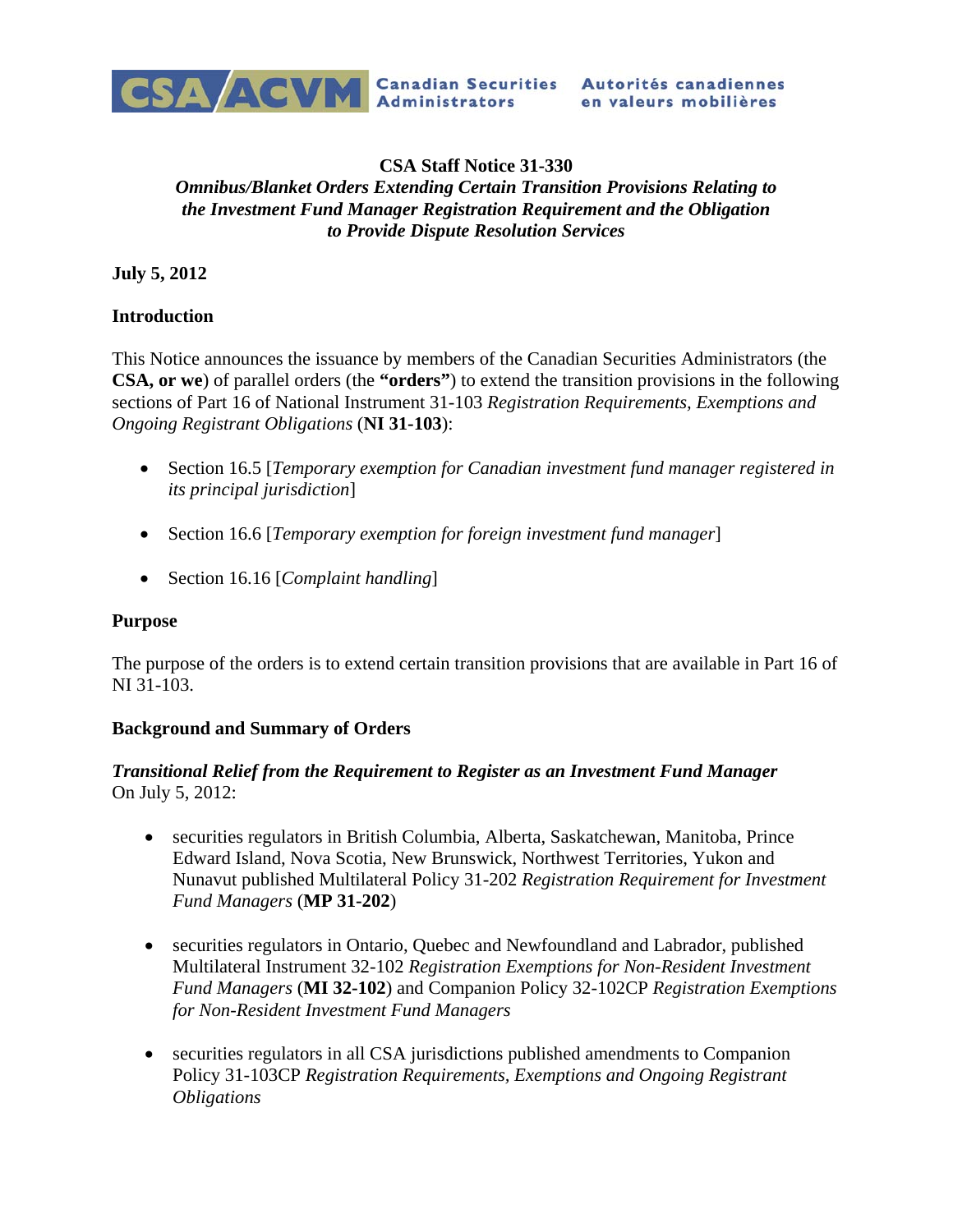Canadian Securities Administrators / Autorités canadiennes en valeurs mobilières

**CSA Staff Notice 31-330**
***Omnibus/Blanket Orders Extending Certain Transition Provisions Relating to the Investment Fund Manager Registration Requirement and the Obligation to Provide Dispute Resolution Services***

**July 5, 2012**

## Introduction

This Notice announces the issuance by members of the Canadian Securities Administrators (the **CSA, or we**) of parallel orders (the **"orders"**) to extend the transition provisions in the following sections of Part 16 of National Instrument 31-103 *Registration Requirements, Exemptions and Ongoing Registrant Obligations* (**NI 31-103**):

- Section 16.5 [*Temporary exemption for Canadian investment fund manager registered in its principal jurisdiction*]
- Section 16.6 [*Temporary exemption for foreign investment fund manager*]
- Section 16.16 [*Complaint handling*]

## Purpose

The purpose of the orders is to extend certain transition provisions that are available in Part 16 of NI 31-103.

## Background and Summary of Orders

***Transitional Relief from the Requirement to Register as an Investment Fund Manager***
On July 5, 2012:

- securities regulators in British Columbia, Alberta, Saskatchewan, Manitoba, Prince Edward Island, Nova Scotia, New Brunswick, Northwest Territories, Yukon and Nunavut published Multilateral Policy 31-202 *Registration Requirement for Investment Fund Managers* (**MP 31-202**)
- securities regulators in Ontario, Quebec and Newfoundland and Labrador, published Multilateral Instrument 32-102 *Registration Exemptions for Non-Resident Investment Fund Managers* (**MI 32-102**) and Companion Policy 32-102CP *Registration Exemptions for Non-Resident Investment Fund Managers*
- securities regulators in all CSA jurisdictions published amendments to Companion Policy 31-103CP *Registration Requirements, Exemptions and Ongoing Registrant Obligations*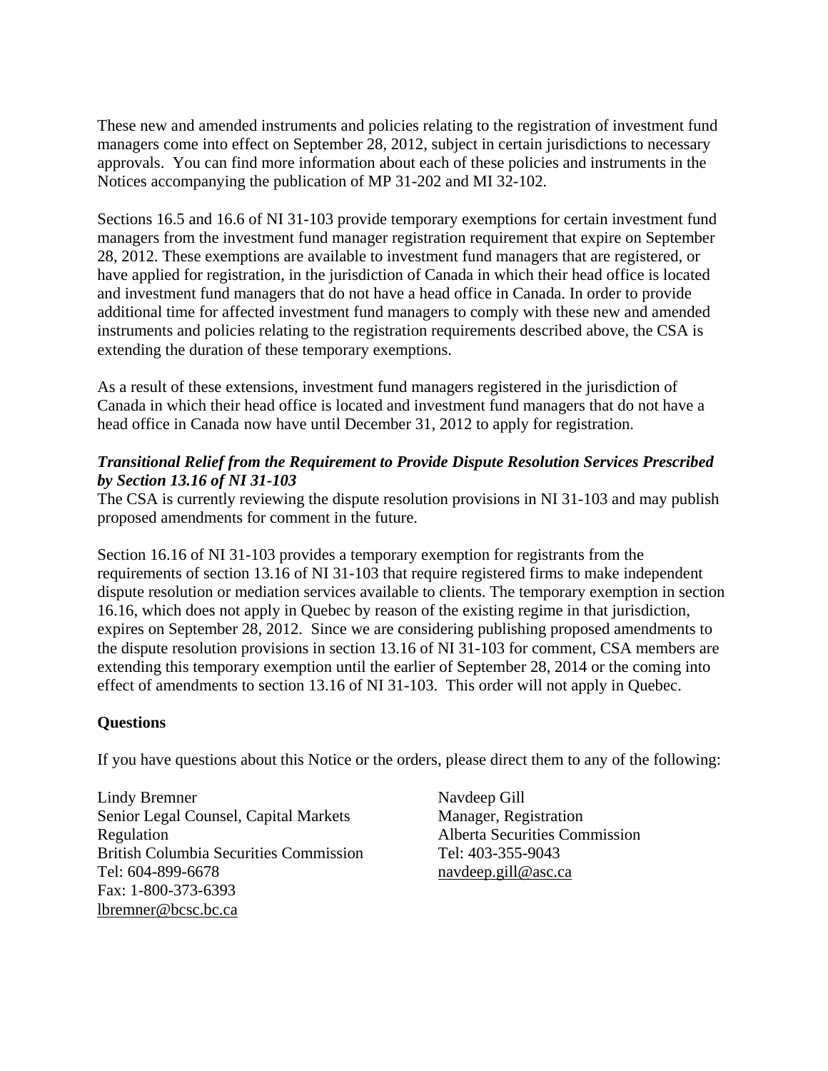These new and amended instruments and policies relating to the registration of investment fund managers come into effect on September 28, 2012, subject in certain jurisdictions to necessary approvals. You can find more information about each of these policies and instruments in the Notices accompanying the publication of MP 31-202 and MI 32-102.

Sections 16.5 and 16.6 of NI 31-103 provide temporary exemptions for certain investment fund managers from the investment fund manager registration requirement that expire on September 28, 2012. These exemptions are available to investment fund managers that are registered, or have applied for registration, in the jurisdiction of Canada in which their head office is located and investment fund managers that do not have a head office in Canada. In order to provide additional time for affected investment fund managers to comply with these new and amended instruments and policies relating to the registration requirements described above, the CSA is extending the duration of these temporary exemptions.

As a result of these extensions, investment fund managers registered in the jurisdiction of Canada in which their head office is located and investment fund managers that do not have a head office in Canada now have until December 31, 2012 to apply for registration.

***Transitional Relief from the Requirement to Provide Dispute Resolution Services Prescribed by Section 13.16 of NI 31-103***

The CSA is currently reviewing the dispute resolution provisions in NI 31-103 and may publish proposed amendments for comment in the future.

Section 16.16 of NI 31-103 provides a temporary exemption for registrants from the requirements of section 13.16 of NI 31-103 that require registered firms to make independent dispute resolution or mediation services available to clients. The temporary exemption in section 16.16, which does not apply in Quebec by reason of the existing regime in that jurisdiction, expires on September 28, 2012. Since we are considering publishing proposed amendments to the dispute resolution provisions in section 13.16 of NI 31-103 for comment, CSA members are extending this temporary exemption until the earlier of September 28, 2014 or the coming into effect of amendments to section 13.16 of NI 31-103. This order will not apply in Quebec.

**Questions**

If you have questions about this Notice or the orders, please direct them to any of the following:

Lindy Bremner
Senior Legal Counsel, Capital Markets Regulation
British Columbia Securities Commission
Tel: 604-899-6678
Fax: 1-800-373-6393
lbremner@bcsc.bc.ca

Navdeep Gill
Manager, Registration
Alberta Securities Commission
Tel: 403-355-9043
navdeep.gill@asc.ca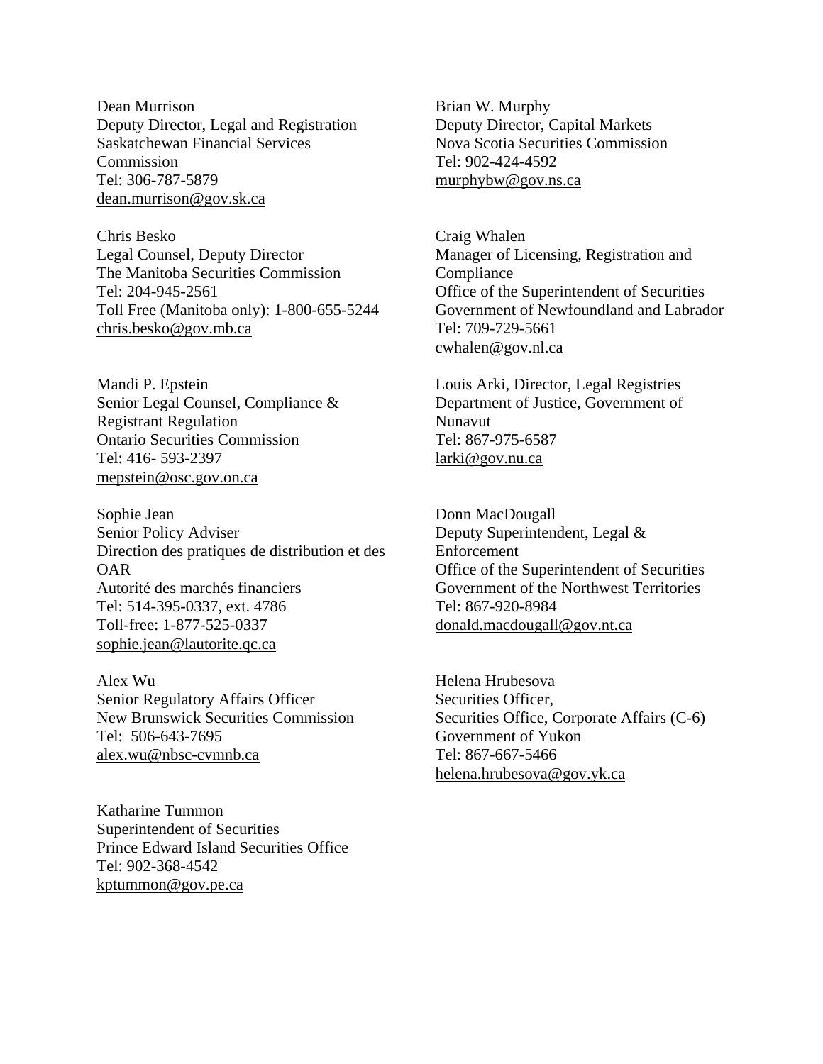Dean Murrison
Deputy Director, Legal and Registration
Saskatchewan Financial Services Commission
Tel: 306-787-5879
dean.murrison@gov.sk.ca

Chris Besko
Legal Counsel, Deputy Director
The Manitoba Securities Commission
Tel: 204-945-2561
Toll Free (Manitoba only): 1-800-655-5244
chris.besko@gov.mb.ca

Mandi P. Epstein
Senior Legal Counsel, Compliance & Registrant Regulation
Ontario Securities Commission
Tel: 416- 593-2397
mepstein@osc.gov.on.ca

Sophie Jean
Senior Policy Adviser
Direction des pratiques de distribution et des OAR
Autorité des marchés financiers
Tel: 514-395-0337, ext. 4786
Toll-free: 1-877-525-0337
sophie.jean@lautorite.qc.ca

Alex Wu
Senior Regulatory Affairs Officer
New Brunswick Securities Commission
Tel: 506-643-7695
alex.wu@nbsc-cvmnb.ca

Katharine Tummon
Superintendent of Securities
Prince Edward Island Securities Office
Tel: 902-368-4542
kptummon@gov.pe.ca

Brian W. Murphy
Deputy Director, Capital Markets
Nova Scotia Securities Commission
Tel: 902-424-4592
murphybw@gov.ns.ca

Craig Whalen
Manager of Licensing, Registration and Compliance
Office of the Superintendent of Securities
Government of Newfoundland and Labrador
Tel: 709-729-5661
cwhalen@gov.nl.ca

Louis Arki, Director, Legal Registries
Department of Justice, Government of Nunavut
Tel: 867-975-6587
larki@gov.nu.ca

Donn MacDougall
Deputy Superintendent, Legal & Enforcement
Office of the Superintendent of Securities
Government of the Northwest Territories
Tel: 867-920-8984
donald.macdougall@gov.nt.ca

Helena Hrubesova
Securities Officer,
Securities Office, Corporate Affairs (C-6)
Government of Yukon
Tel: 867-667-5466
helena.hrubesova@gov.yk.ca